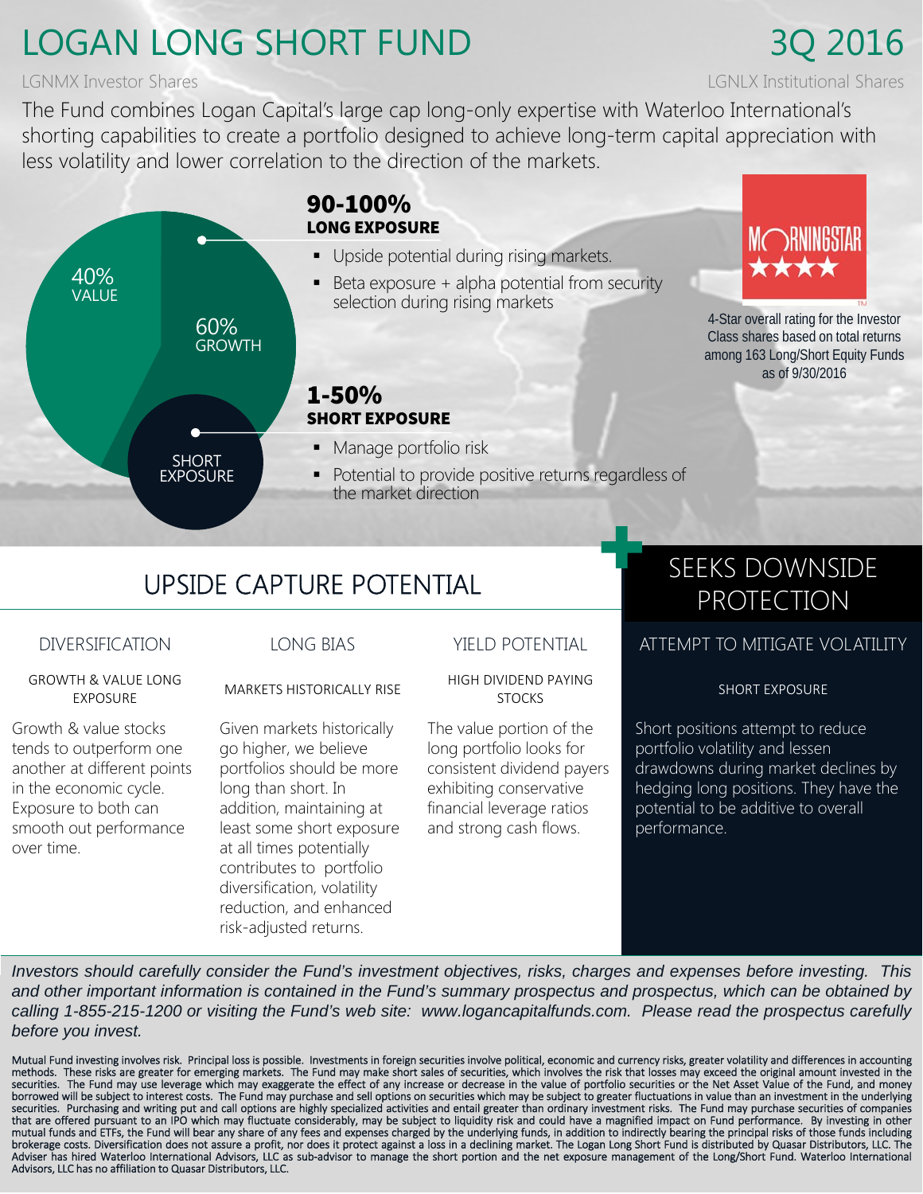# LOGAN LONG SHORT FUND

## 3Q 2016

LGNMX Investor Shares

LGNLX Institutional Shares

The Fund combines Logan Capital's large cap long-only expertise with Waterloo International's shorting capabilities to create a portfolio designed to achieve long-term capital appreciation with less volatility and lower correlation to the direction of the markets.

40% VALUE

60% GROWTH

SHORT EXPOSURE

### 90-100%
### LONG EXPOSURE

- Upside potential during rising markets.
- Beta exposure + alpha potential from security selection during rising markets

### 1-50%
### SHORT EXPOSURE

- Manage portfolio risk
- Potential to provide positive returns regardless of the market direction

MORNINGSTAR ★★★★

4-Star overall rating for the Investor Class shares based on total returns among 163 Long/Short Equity Funds as of 9/30/2016

## UPSIDE CAPTURE POTENTIAL

### DIVERSIFICATION

GROWTH & VALUE LONG EXPOSURE

Growth & value stocks tends to outperform one another at different points in the economic cycle. Exposure to both can smooth out performance over time.

### LONG BIAS

MARKETS HISTORICALLY RISE

Given markets historically go higher, we believe portfolios should be more long than short. In addition, maintaining at least some short exposure at all times potentially contributes to portfolio diversification, volatility reduction, and enhanced risk-adjusted returns.

### YIELD POTENTIAL

HIGH DIVIDEND PAYING STOCKS

The value portion of the long portfolio looks for consistent dividend payers exhibiting conservative financial leverage ratios and strong cash flows.

## SEEKS DOWNSIDE PROTECTION

### ATTEMPT TO MITIGATE VOLATILITY

SHORT EXPOSURE

Short positions attempt to reduce portfolio volatility and lessen drawdowns during market declines by hedging long positions. They have the potential to be additive to overall performance.

*Investors should carefully consider the Fund's investment objectives, risks, charges and expenses before investing. This and other important information is contained in the Fund's summary prospectus and prospectus, which can be obtained by calling 1-855-215-1200 or visiting the Fund's web site: www.logancapitalfunds.com. Please read the prospectus carefully before you invest.*

Mutual Fund investing involves risk. Principal loss is possible. Investments in foreign securities involve political, economic and currency risks, greater volatility and differences in accounting methods. These risks are greater for emerging markets. The Fund may make short sales of securities, which involves the risk that losses may exceed the original amount invested in the securities. The Fund may use leverage which may exaggerate the effect of any increase or decrease in the value of portfolio securities or the Net Asset Value of the Fund, and money borrowed will be subject to interest costs. The Fund may purchase and sell options on securities which may be subject to greater fluctuations in value than an investment in the underlying securities. Purchasing and writing put and call options are highly specialized activities and entail greater than ordinary investment risks. The Fund may purchase securities of companies that are offered pursuant to an IPO which may fluctuate considerably, may be subject to liquidity risk and could have a magnified impact on Fund performance. By investing in other mutual funds and ETFs, the Fund will bear any share of any fees and expenses charged by the underlying funds, in addition to indirectly bearing the principal risks of those funds including brokerage costs. Diversification does not assure a profit, nor does it protect against a loss in a declining market. The Logan Long Short Fund is distributed by Quasar Distributors, LLC. The Adviser has hired Waterloo International Advisors, LLC as sub-advisor to manage the short portion and the net exposure management of the Long/Short Fund. Waterloo International Advisors, LLC has no affiliation to Quasar Distributors, LLC.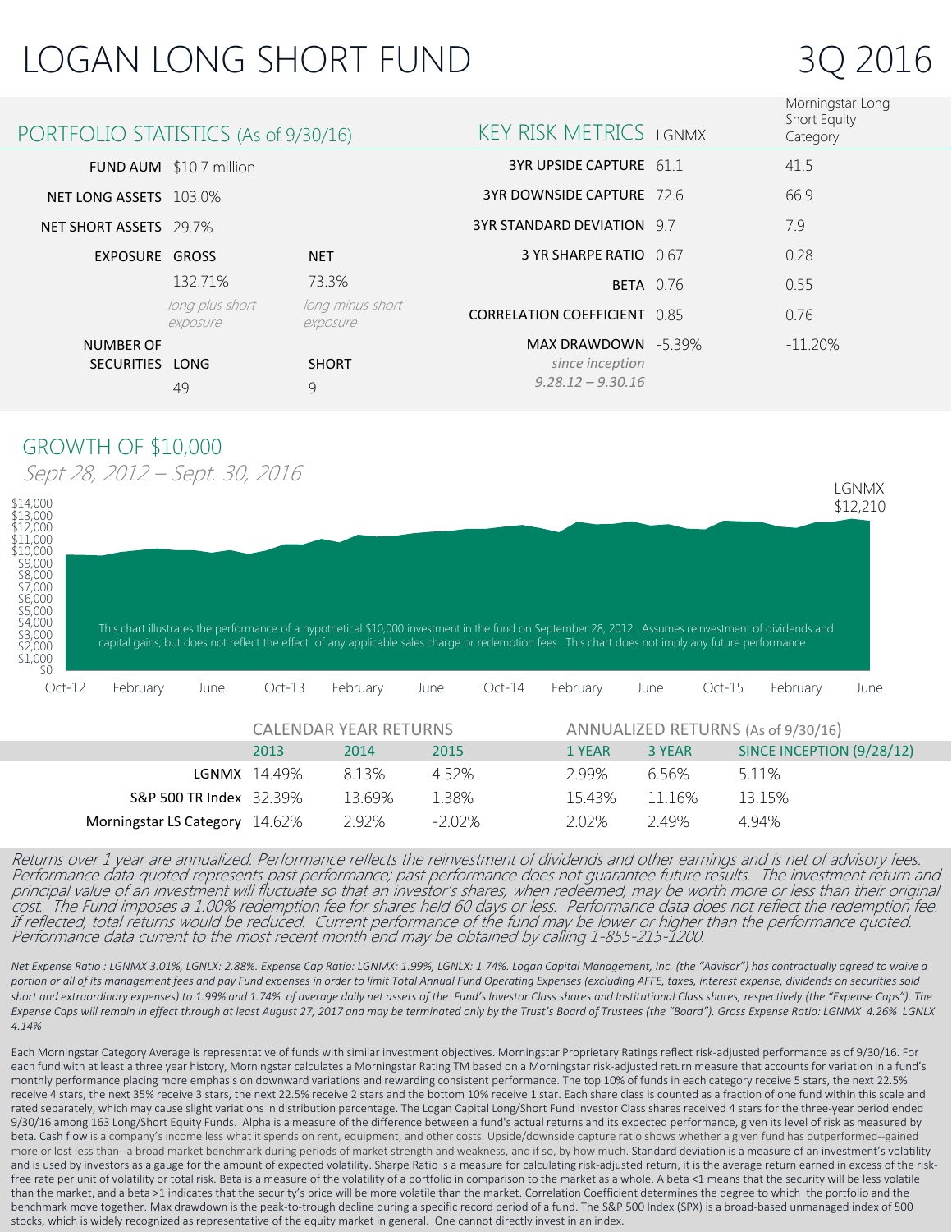# LOGAN LONG SHORT FUND

# 3Q 2016

## PORTFOLIO STATISTICS (As of 9/30/16)

| | | |
|---|---|---|
| **FUND AUM** | $10.7 million | |
| **NET LONG ASSETS** | 103.0% | |
| **NET SHORT ASSETS** | 29.7% | |
| **EXPOSURE** | **GROSS** | **NET** |
| | 132.71% | 73.3% |
| | *long plus short exposure* | *long minus short exposure* |
| **NUMBER OF SECURITIES** | **LONG** | **SHORT** |
| | 49 | 9 |

## KEY RISK METRICS

| | LGNMX | Morningstar Long Short Equity Category |
|---|---|---|
| **3YR UPSIDE CAPTURE** | 61.1 | 41.5 |
| **3YR DOWNSIDE CAPTURE** | 72.6 | 66.9 |
| **3YR STANDARD DEVIATION** | 9.7 | 7.9 |
| **3 YR SHARPE RATIO** | 0.67 | 0.28 |
| **BETA** | 0.76 | 0.55 |
| **CORRELATION COEFFICIENT** | 0.85 | 0.76 |
| **MAX DRAWDOWN** *since inception 9.28.12 – 9.30.16* | -5.39% | -11.20% |

## GROWTH OF $10,000

*Sept 28, 2012 – Sept. 30, 2016*

LGNMX
$12,210

$14,000
$13,000
$12,000
$11,000
$10,000
$9,000
$8,000
$7,000
$6,000
$5,000
$4,000
$3,000
$2,000
$1,000
$0

Oct-12 February June Oct-13 February June Oct-14 February June Oct-15 February June

This chart illustrates the performance of a hypothetical $10,000 investment in the fund on September 28, 2012. Assumes reinvestment of dividends and capital gains, but does not reflect the effect of any applicable sales charge or redemption fees. This chart does not imply any future performance.

| | CALENDAR YEAR RETURNS | | | ANNUALIZED RETURNS (As of 9/30/16) | | |
|---|---|---|---|---|---|---|
| | 2013 | 2014 | 2015 | 1 YEAR | 3 YEAR | SINCE INCEPTION (9/28/12) |
| **LGNMX** | 14.49% | 8.13% | 4.52% | 2.99% | 6.56% | 5.11% |
| **S&P 500 TR Index** | 32.39% | 13.69% | 1.38% | 15.43% | 11.16% | 13.15% |
| **Morningstar LS Category** | 14.62% | 2.92% | -2.02% | 2.02% | 2.49% | 4.94% |

*Returns over 1 year are annualized. Performance reflects the reinvestment of dividends and other earnings and is net of advisory fees. Performance data quoted represents past performance; past performance does not guarantee future results. The investment return and principal value of an investment will fluctuate so that an investor's shares, when redeemed, may be worth more or less than their original cost. The Fund imposes a 1.00% redemption fee for shares held 60 days or less. Performance data does not reflect the redemption fee. If reflected, total returns would be reduced. Current performance of the fund may be lower or higher than the performance quoted. Performance data current to the most recent month end may be obtained by calling 1-855-215-1200.*

*Net Expense Ratio : LGNMX 3.01%, LGNLX: 2.88%. Expense Cap Ratio: LGNMX: 1.99%, LGNLX: 1.74%. Logan Capital Management, Inc. (the "Advisor") has contractually agreed to waive a portion or all of its management fees and pay Fund expenses in order to limit Total Annual Fund Operating Expenses (excluding AFFE, taxes, interest expense, dividends on securities sold short and extraordinary expenses) to 1.99% and 1.74% of average daily net assets of the Fund's Investor Class shares and Institutional Class shares, respectively (the "Expense Caps"). The Expense Caps will remain in effect through at least August 27, 2017 and may be terminated only by the Trust's Board of Trustees (the "Board"). Gross Expense Ratio: LGNMX 4.26% LGNLX 4.14%*

Each Morningstar Category Average is representative of funds with similar investment objectives. Morningstar Proprietary Ratings reflect risk-adjusted performance as of 9/30/16. For each fund with at least a three year history, Morningstar calculates a Morningstar Rating TM based on a Morningstar risk-adjusted return measure that accounts for variation in a fund's monthly performance placing more emphasis on downward variations and rewarding consistent performance. The top 10% of funds in each category receive 5 stars, the next 22.5% receive 4 stars, the next 35% receive 3 stars, the next 22.5% receive 2 stars and the bottom 10% receive 1 star. Each share class is counted as a fraction of one fund within this scale and rated separately, which may cause slight variations in distribution percentage. The Logan Capital Long/Short Fund Investor Class shares received 4 stars for the three-year period ended 9/30/16 among 163 Long/Short Equity Funds. Alpha is a measure of the difference between a fund's actual returns and its expected performance, given its level of risk as measured by beta. Cash flow is a company's income less what it spends on rent, equipment, and other costs. Upside/downside capture ratio shows whether a given fund has outperformed--gained more or lost less than--a broad market benchmark during periods of market strength and weakness, and if so, by how much. Standard deviation is a measure of an investment's volatility and is used by investors as a gauge for the amount of expected volatility. Sharpe Ratio is a measure for calculating risk-adjusted return, it is the average return earned in excess of the risk-free rate per unit of volatility or total risk. Beta is a measure of the volatility of a portfolio in comparison to the market as a whole. A beta <1 means that the security will be less volatile than the market, and a beta >1 indicates that the security's price will be more volatile than the market. Correlation Coefficient determines the degree to which the portfolio and the benchmark move together. Max drawdown is the peak-to-trough decline during a specific record period of a fund. The S&P 500 Index (SPX) is a broad-based unmanaged index of 500 stocks, which is widely recognized as representative of the equity market in general. One cannot directly invest in an index.